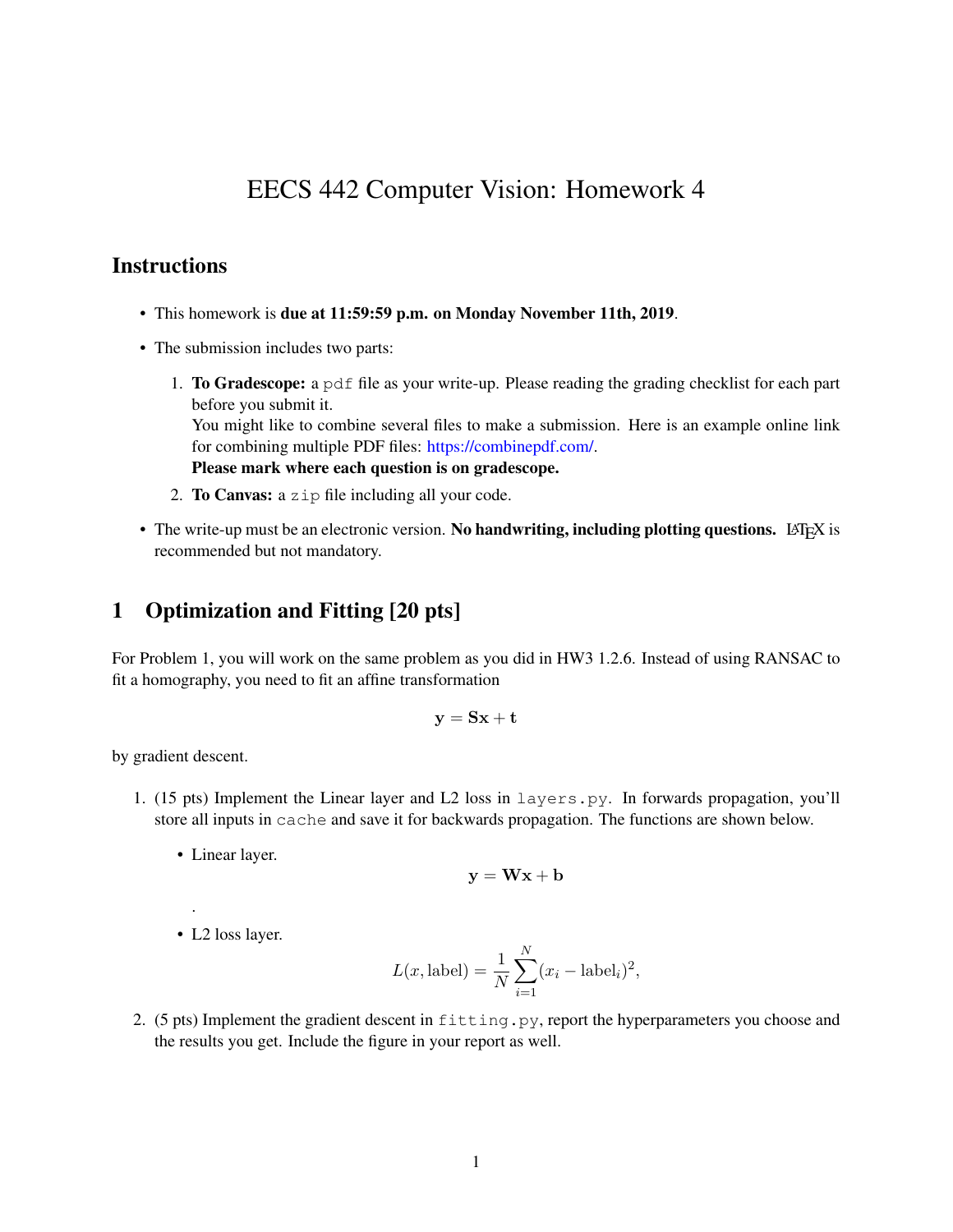# EECS 442 Computer Vision: Homework 4

## Instructions

- This homework is **due at 11:59:59 p.m. on Monday November 11th, 2019**.
- The submission includes two parts:
  1. **To Gradescope:** a `pdf` file as your write-up. Please reading the grading checklist for each part before you submit it.
     You might like to combine several files to make a submission. Here is an example online link for combining multiple PDF files: https://combinepdf.com/.
     **Please mark where each question is on gradescope.**
  2. **To Canvas:** a `zip` file including all your code.
- The write-up must be an electronic version. **No handwriting, including plotting questions.** LaTeX is recommended but not mandatory.

## 1 Optimization and Fitting [20 pts]

For Problem 1, you will work on the same problem as you did in HW3 1.2.6. Instead of using RANSAC to fit a homography, you need to fit an affine transformation

$$\mathbf{y} = \mathbf{S}\mathbf{x} + \mathbf{t}$$

by gradient descent.

1. (15 pts) Implement the Linear layer and L2 loss in `layers.py`. In forwards propagation, you'll store all inputs in `cache` and save it for backwards propagation. The functions are shown below.

   - Linear layer.

     $$\mathbf{y} = \mathbf{W}\mathbf{x} + \mathbf{b}$$

     .

   - L2 loss layer.

     $$L(x, \text{label}) = \frac{1}{N}\sum_{i=1}^{N}(x_i - \text{label}_i)^2,$$

2. (5 pts) Implement the gradient descent in `fitting.py`, report the hyperparameters you choose and the results you get. Include the figure in your report as well.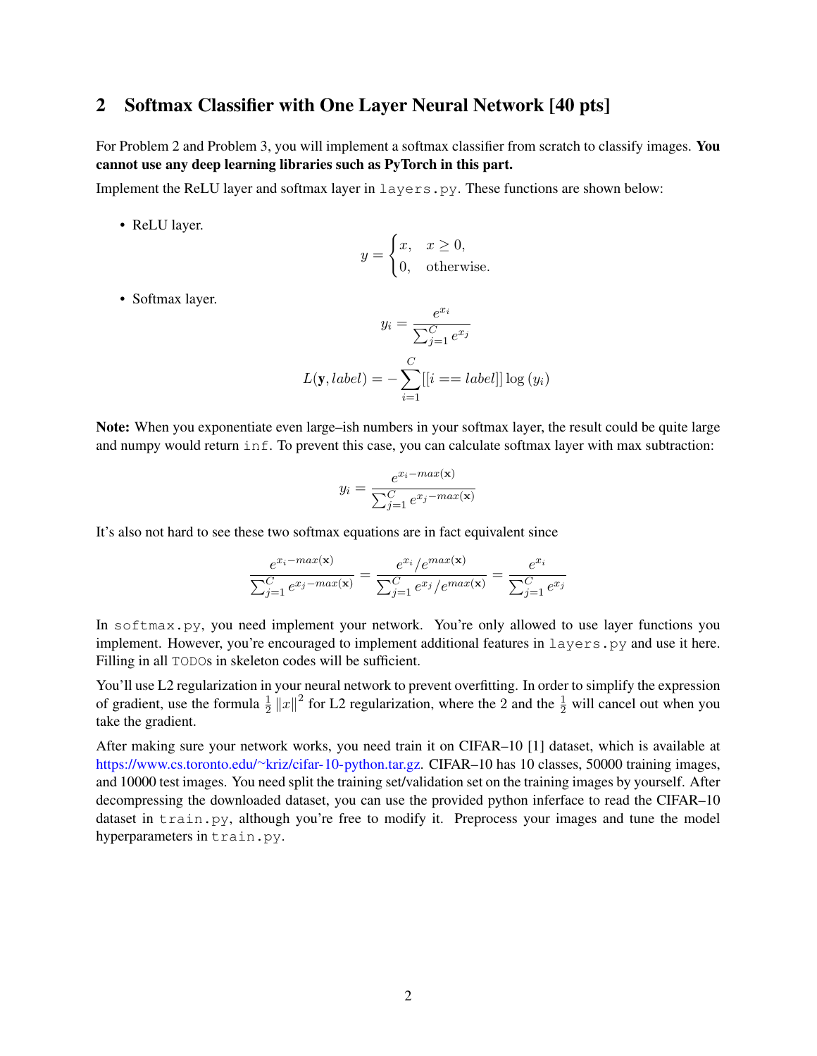## 2 Softmax Classifier with One Layer Neural Network [40 pts]

For Problem 2 and Problem 3, you will implement a softmax classifier from scratch to classify images. **You cannot use any deep learning libraries such as PyTorch in this part.**

Implement the ReLU layer and softmax layer in `layers.py`. These functions are shown below:

- ReLU layer.

$$y = \begin{cases} x, & x \geq 0, \\ 0, & \text{otherwise.} \end{cases}$$

- Softmax layer.

$$y_i = \frac{e^{x_i}}{\sum_{j=1}^{C} e^{x_j}}$$

$$L(\mathbf{y}, label) = -\sum_{i=1}^{C} [[i == label]] \log(y_i)$$

**Note:** When you exponentiate even large–ish numbers in your softmax layer, the result could be quite large and numpy would return `inf`. To prevent this case, you can calculate softmax layer with max subtraction:

$$y_i = \frac{e^{x_i - max(\mathbf{x})}}{\sum_{j=1}^{C} e^{x_j - max(\mathbf{x})}}$$

It's also not hard to see these two softmax equations are in fact equivalent since

$$\frac{e^{x_i - max(\mathbf{x})}}{\sum_{j=1}^{C} e^{x_j - max(\mathbf{x})}} = \frac{e^{x_i}/e^{max(\mathbf{x})}}{\sum_{j=1}^{C} e^{x_j}/e^{max(\mathbf{x})}} = \frac{e^{x_i}}{\sum_{j=1}^{C} e^{x_j}}$$

In `softmax.py`, you need implement your network. You're only allowed to use layer functions you implement. However, you're encouraged to implement additional features in `layers.py` and use it here. Filling in all `TODO`s in skeleton codes will be sufficient.

You'll use L2 regularization in your neural network to prevent overfitting. In order to simplify the expression of gradient, use the formula $\frac{1}{2}\|x\|^2$ for L2 regularization, where the 2 and the $\frac{1}{2}$ will cancel out when you take the gradient.

After making sure your network works, you need train it on CIFAR–10 [1] dataset, which is available at https://www.cs.toronto.edu/~kriz/cifar-10-python.tar.gz. CIFAR–10 has 10 classes, 50000 training images, and 10000 test images. You need split the training set/validation set on the training images by yourself. After decompressing the downloaded dataset, you can use the provided python inferface to read the CIFAR–10 dataset in `train.py`, although you're free to modify it. Preprocess your images and tune the model hyperparameters in `train.py`.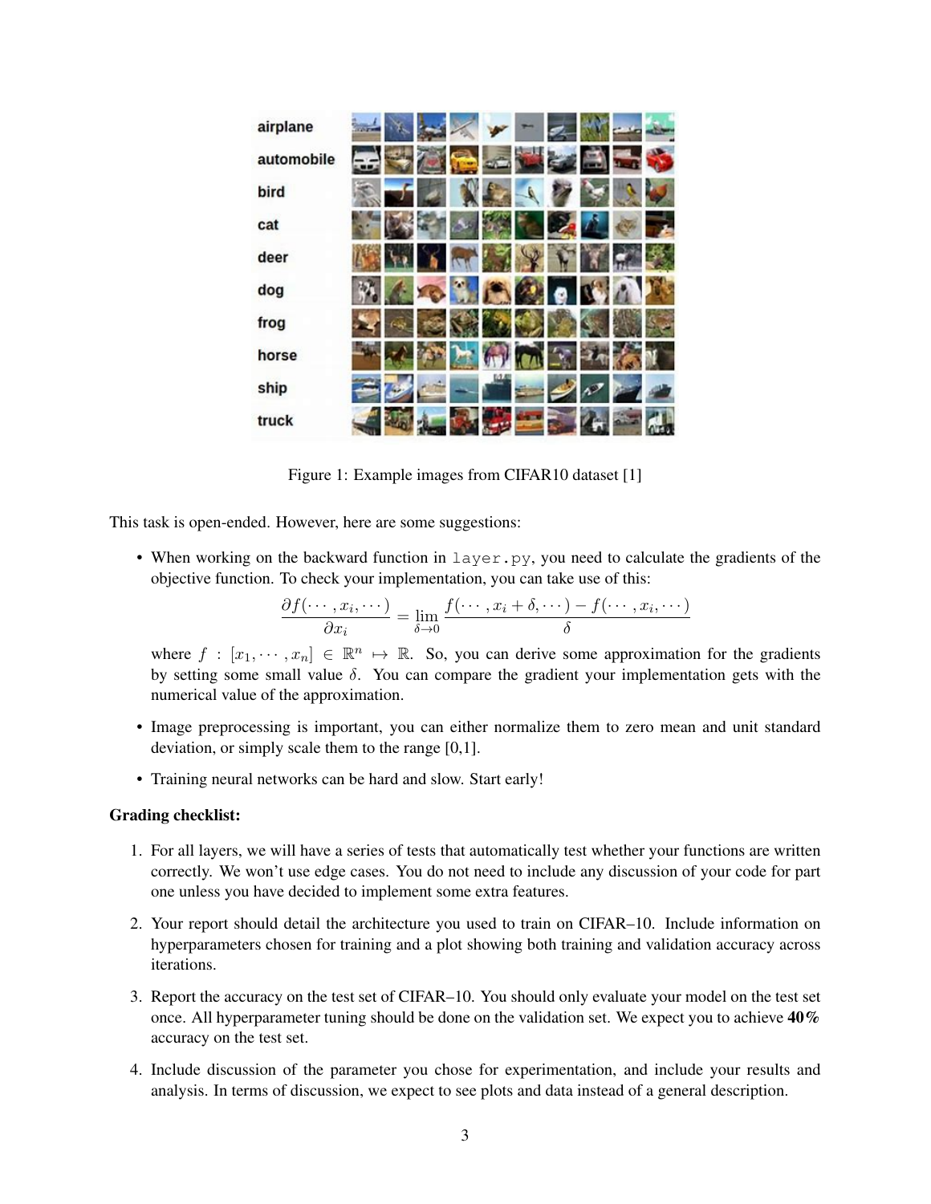Figure 1: Example images from CIFAR10 dataset [1]

This task is open-ended. However, here are some suggestions:

- When working on the backward function in `layer.py`, you need to calculate the gradients of the objective function. To check your implementation, you can take use of this:

$$\frac{\partial f(\cdots, x_i, \cdots)}{\partial x_i} = \lim_{\delta \to 0} \frac{f(\cdots, x_i + \delta, \cdots) - f(\cdots, x_i, \cdots)}{\delta}$$

  where $f : [x_1, \cdots, x_n] \in \mathbb{R}^n \mapsto \mathbb{R}$. So, you can derive some approximation for the gradients by setting some small value $\delta$. You can compare the gradient your implementation gets with the numerical value of the approximation.

- Image preprocessing is important, you can either normalize them to zero mean and unit standard deviation, or simply scale them to the range [0,1].

- Training neural networks can be hard and slow. Start early!

**Grading checklist:**

1. For all layers, we will have a series of tests that automatically test whether your functions are written correctly. We won't use edge cases. You do not need to include any discussion of your code for part one unless you have decided to implement some extra features.

2. Your report should detail the architecture you used to train on CIFAR–10. Include information on hyperparameters chosen for training and a plot showing both training and validation accuracy across iterations.

3. Report the accuracy on the test set of CIFAR–10. You should only evaluate your model on the test set once. All hyperparameter tuning should be done on the validation set. We expect you to achieve **40%** accuracy on the test set.

4. Include discussion of the parameter you chose for experimentation, and include your results and analysis. In terms of discussion, we expect to see plots and data instead of a general description.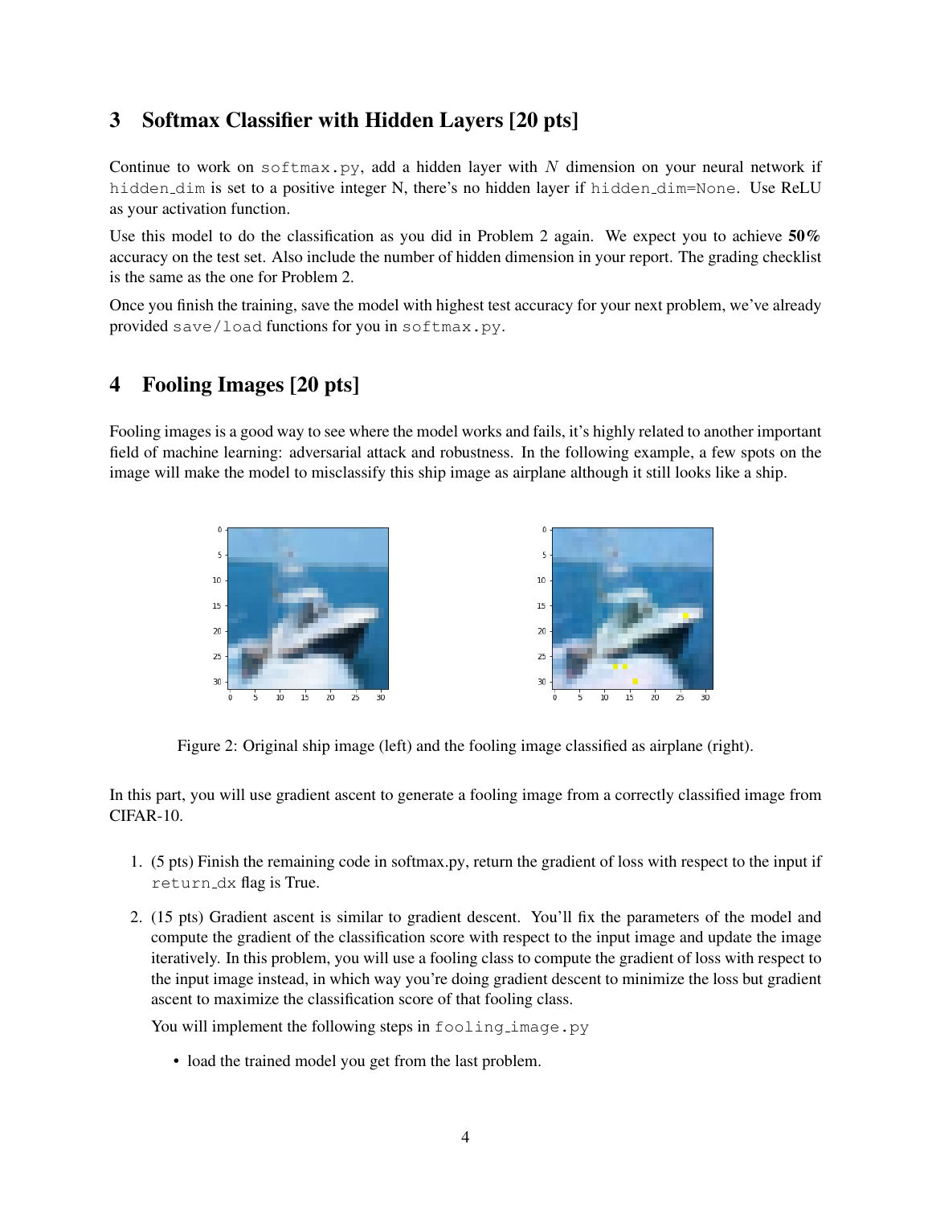## 3 Softmax Classifier with Hidden Layers [20 pts]

Continue to work on softmax.py, add a hidden layer with $N$ dimension on your neural network if hidden_dim is set to a positive integer N, there's no hidden layer if hidden_dim=None. Use ReLU as your activation function.

Use this model to do the classification as you did in Problem 2 again. We expect you to achieve **50%** accuracy on the test set. Also include the number of hidden dimension in your report. The grading checklist is the same as the one for Problem 2.

Once you finish the training, save the model with highest test accuracy for your next problem, we've already provided save/load functions for you in softmax.py.

## 4 Fooling Images [20 pts]

Fooling images is a good way to see where the model works and fails, it's highly related to another important field of machine learning: adversarial attack and robustness. In the following example, a few spots on the image will make the model to misclassify this ship image as airplane although it still looks like a ship.

Figure 2: Original ship image (left) and the fooling image classified as airplane (right).

In this part, you will use gradient ascent to generate a fooling image from a correctly classified image from CIFAR-10.

1. (5 pts) Finish the remaining code in softmax.py, return the gradient of loss with respect to the input if return_dx flag is True.

2. (15 pts) Gradient ascent is similar to gradient descent. You'll fix the parameters of the model and compute the gradient of the classification score with respect to the input image and update the image iteratively. In this problem, you will use a fooling class to compute the gradient of loss with respect to the input image instead, in which way you're doing gradient descent to minimize the loss but gradient ascent to maximize the classification score of that fooling class.

   You will implement the following steps in fooling_image.py

   - load the trained model you get from the last problem.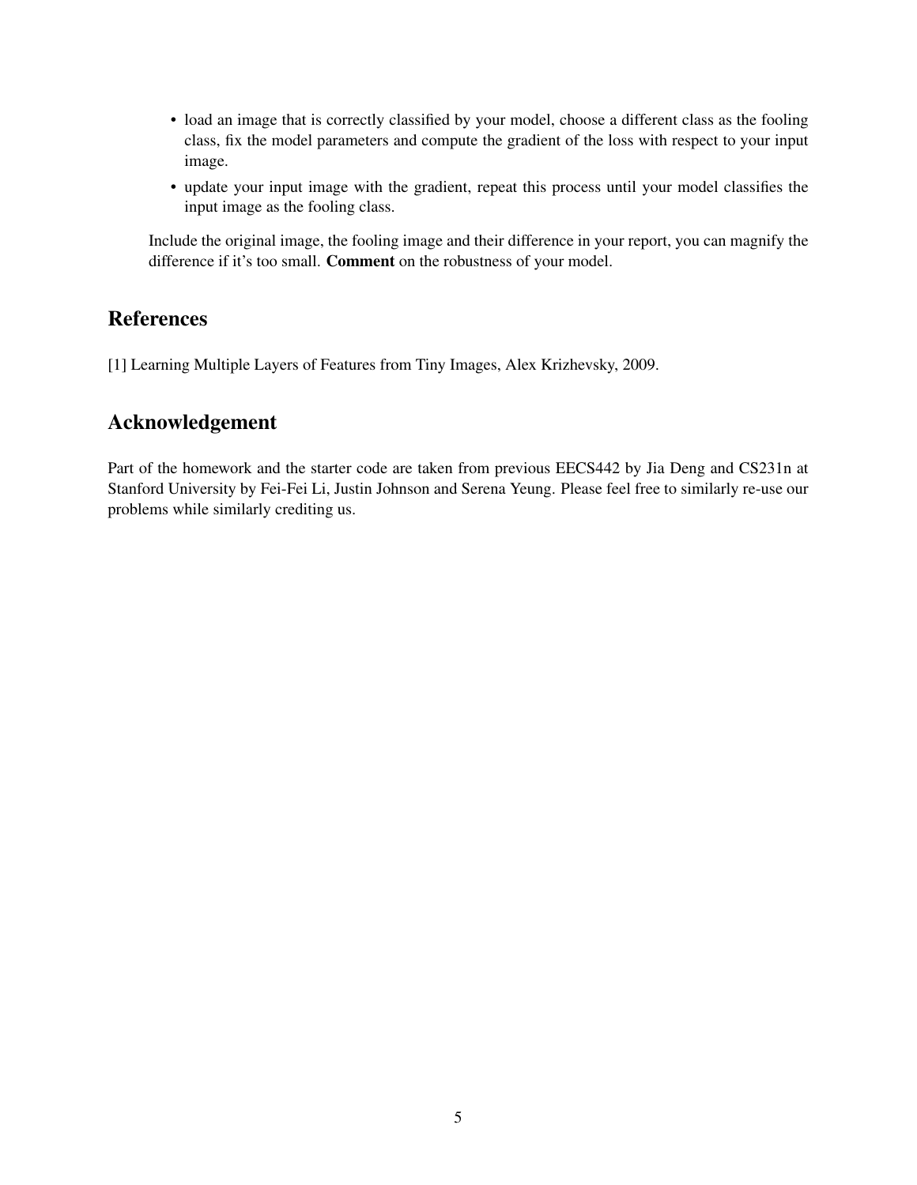- load an image that is correctly classified by your model, choose a different class as the fooling class, fix the model parameters and compute the gradient of the loss with respect to your input image.
- update your input image with the gradient, repeat this process until your model classifies the input image as the fooling class.

Include the original image, the fooling image and their difference in your report, you can magnify the difference if it's too small. **Comment** on the robustness of your model.

## References

[1] Learning Multiple Layers of Features from Tiny Images, Alex Krizhevsky, 2009.

## Acknowledgement

Part of the homework and the starter code are taken from previous EECS442 by Jia Deng and CS231n at Stanford University by Fei-Fei Li, Justin Johnson and Serena Yeung. Please feel free to similarly re-use our problems while similarly crediting us.